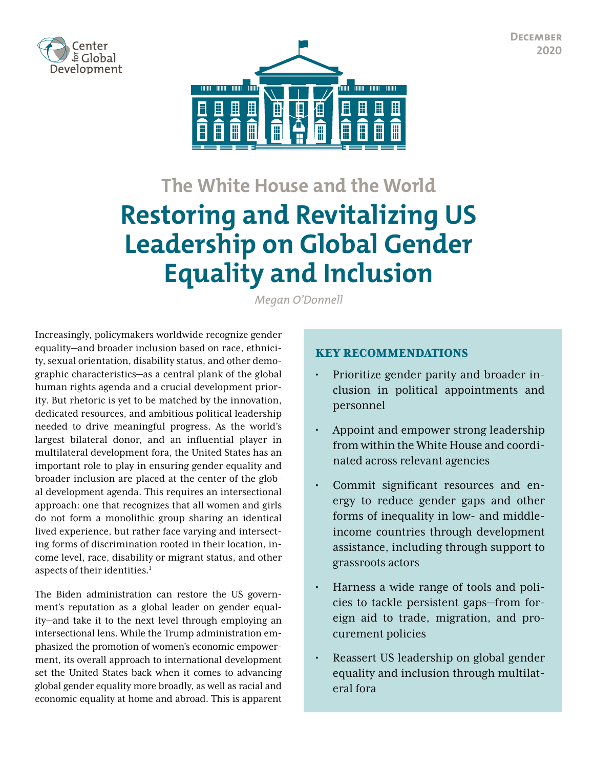Center for Global Development

December 2020

## The White House and the World

# Restoring and Revitalizing US Leadership on Global Gender Equality and Inclusion

*Megan O'Donnell*

Increasingly, policymakers worldwide recognize gender equality—and broader inclusion based on race, ethnicity, sexual orientation, disability status, and other demographic characteristics—as a central plank of the global human rights agenda and a crucial development priority. But rhetoric is yet to be matched by the innovation, dedicated resources, and ambitious political leadership needed to drive meaningful progress. As the world's largest bilateral donor, and an influential player in multilateral development fora, the United States has an important role to play in ensuring gender equality and broader inclusion are placed at the center of the global development agenda. This requires an intersectional approach: one that recognizes that all women and girls do not form a monolithic group sharing an identical lived experience, but rather face varying and intersecting forms of discrimination rooted in their location, income level, race, disability or migrant status, and other aspects of their identities.[1]

The Biden administration can restore the US government's reputation as a global leader on gender equality—and take it to the next level through employing an intersectional lens. While the Trump administration emphasized the promotion of women's economic empowerment, its overall approach to international development set the United States back when it comes to advancing global gender equality more broadly, as well as racial and economic equality at home and abroad. This is apparent

### KEY RECOMMENDATIONS

- Prioritize gender parity and broader inclusion in political appointments and personnel
- Appoint and empower strong leadership from within the White House and coordinated across relevant agencies
- Commit significant resources and energy to reduce gender gaps and other forms of inequality in low- and middle-income countries through development assistance, including through support to grassroots actors
- Harness a wide range of tools and policies to tackle persistent gaps—from foreign aid to trade, migration, and procurement policies
- Reassert US leadership on global gender equality and inclusion through multilateral fora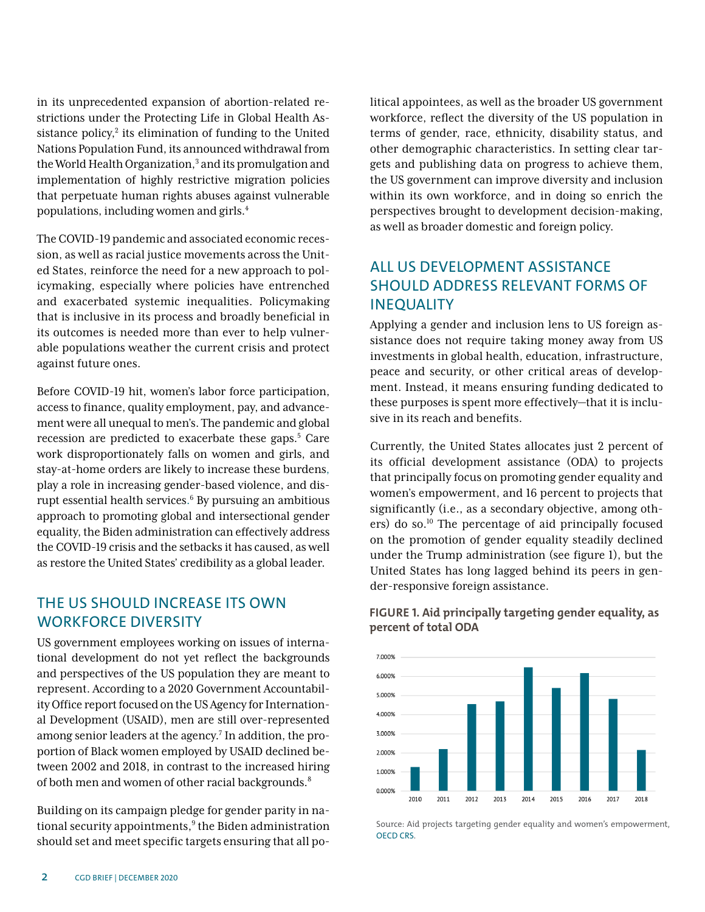in its unprecedented expansion of abortion-related restrictions under the Protecting Life in Global Health Assistance policy,[2] its elimination of funding to the United Nations Population Fund, its announced withdrawal from the World Health Organization,[3] and its promulgation and implementation of highly restrictive migration policies that perpetuate human rights abuses against vulnerable populations, including women and girls.[4]

The COVID-19 pandemic and associated economic recession, as well as racial justice movements across the United States, reinforce the need for a new approach to policymaking, especially where policies have entrenched and exacerbated systemic inequalities. Policymaking that is inclusive in its process and broadly beneficial in its outcomes is needed more than ever to help vulnerable populations weather the current crisis and protect against future ones.

Before COVID-19 hit, women's labor force participation, access to finance, quality employment, pay, and advancement were all unequal to men's. The pandemic and global recession are predicted to exacerbate these gaps.[5] Care work disproportionately falls on women and girls, and stay-at-home orders are likely to increase these burdens, play a role in increasing gender-based violence, and disrupt essential health services.[6] By pursuing an ambitious approach to promoting global and intersectional gender equality, the Biden administration can effectively address the COVID-19 crisis and the setbacks it has caused, as well as restore the United States' credibility as a global leader.

## THE US SHOULD INCREASE ITS OWN WORKFORCE DIVERSITY

US government employees working on issues of international development do not yet reflect the backgrounds and perspectives of the US population they are meant to represent. According to a 2020 Government Accountability Office report focused on the US Agency for International Development (USAID), men are still over-represented among senior leaders at the agency.[7] In addition, the proportion of Black women employed by USAID declined between 2002 and 2018, in contrast to the increased hiring of both men and women of other racial backgrounds.[8]

Building on its campaign pledge for gender parity in national security appointments,[9] the Biden administration should set and meet specific targets ensuring that all political appointees, as well as the broader US government workforce, reflect the diversity of the US population in terms of gender, race, ethnicity, disability status, and other demographic characteristics. In setting clear targets and publishing data on progress to achieve them, the US government can improve diversity and inclusion within its own workforce, and in doing so enrich the perspectives brought to development decision-making, as well as broader domestic and foreign policy.

## ALL US DEVELOPMENT ASSISTANCE SHOULD ADDRESS RELEVANT FORMS OF INEQUALITY

Applying a gender and inclusion lens to US foreign assistance does not require taking money away from US investments in global health, education, infrastructure, peace and security, or other critical areas of development. Instead, it means ensuring funding dedicated to these purposes is spent more effectively—that it is inclusive in its reach and benefits.

Currently, the United States allocates just 2 percent of its official development assistance (ODA) to projects that principally focus on promoting gender equality and women's empowerment, and 16 percent to projects that significantly (i.e., as a secondary objective, among others) do so.[10] The percentage of aid principally focused on the promotion of gender equality steadily declined under the Trump administration (see figure 1), but the United States has long lagged behind its peers in gender-responsive foreign assistance.

**FIGURE 1. Aid principally targeting gender equality, as percent of total ODA**

Source: Aid projects targeting gender equality and women's empowerment, OECD CRS.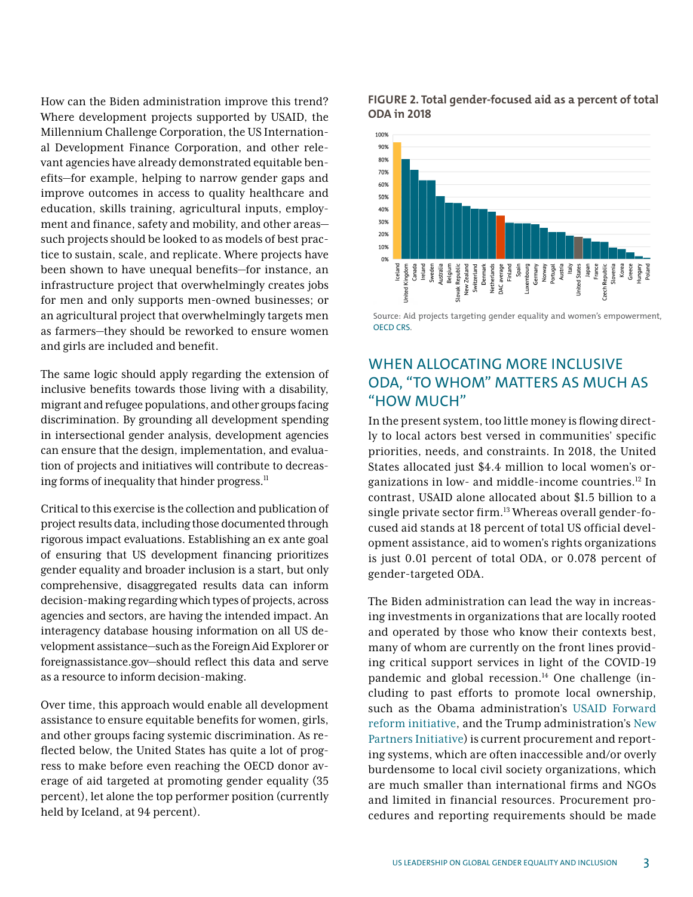How can the Biden administration improve this trend? Where development projects supported by USAID, the Millennium Challenge Corporation, the US International Development Finance Corporation, and other relevant agencies have already demonstrated equitable benefits—for example, helping to narrow gender gaps and improve outcomes in access to quality healthcare and education, skills training, agricultural inputs, employment and finance, safety and mobility, and other areas—such projects should be looked to as models of best practice to sustain, scale, and replicate. Where projects have been shown to have unequal benefits—for instance, an infrastructure project that overwhelmingly creates jobs for men and only supports men-owned businesses; or an agricultural project that overwhelmingly targets men as farmers—they should be reworked to ensure women and girls are included and benefit.

The same logic should apply regarding the extension of inclusive benefits towards those living with a disability, migrant and refugee populations, and other groups facing discrimination. By grounding all development spending in intersectional gender analysis, development agencies can ensure that the design, implementation, and evaluation of projects and initiatives will contribute to decreasing forms of inequality that hinder progress.[11]

Critical to this exercise is the collection and publication of project results data, including those documented through rigorous impact evaluations. Establishing an ex ante goal of ensuring that US development financing prioritizes gender equality and broader inclusion is a start, but only comprehensive, disaggregated results data can inform decision-making regarding which types of projects, across agencies and sectors, are having the intended impact. An interagency database housing information on all US development assistance—such as the Foreign Aid Explorer or foreignassistance.gov—should reflect this data and serve as a resource to inform decision-making.

Over time, this approach would enable all development assistance to ensure equitable benefits for women, girls, and other groups facing systemic discrimination. As reflected below, the United States has quite a lot of progress to make before even reaching the OECD donor average of aid targeted at promoting gender equality (35 percent), let alone the top performer position (currently held by Iceland, at 94 percent).

**FIGURE 2. Total gender-focused aid as a percent of total ODA in 2018**

Source: Aid projects targeting gender equality and women's empowerment, OECD CRS.

## WHEN ALLOCATING MORE INCLUSIVE ODA, "TO WHOM" MATTERS AS MUCH AS "HOW MUCH"

In the present system, too little money is flowing directly to local actors best versed in communities' specific priorities, needs, and constraints. In 2018, the United States allocated just $4.4 million to local women's organizations in low- and middle-income countries.[12] In contrast, USAID alone allocated about $1.5 billion to a single private sector firm.[13] Whereas overall gender-focused aid stands at 18 percent of total US official development assistance, aid to women's rights organizations is just 0.01 percent of total ODA, or 0.078 percent of gender-targeted ODA.

The Biden administration can lead the way in increasing investments in organizations that are locally rooted and operated by those who know their contexts best, many of whom are currently on the front lines providing critical support services in light of the COVID-19 pandemic and global recession.[14] One challenge (including to past efforts to promote local ownership, such as the Obama administration's USAID Forward reform initiative, and the Trump administration's New Partners Initiative) is current procurement and reporting systems, which are often inaccessible and/or overly burdensome to local civil society organizations, which are much smaller than international firms and NGOs and limited in financial resources. Procurement procedures and reporting requirements should be made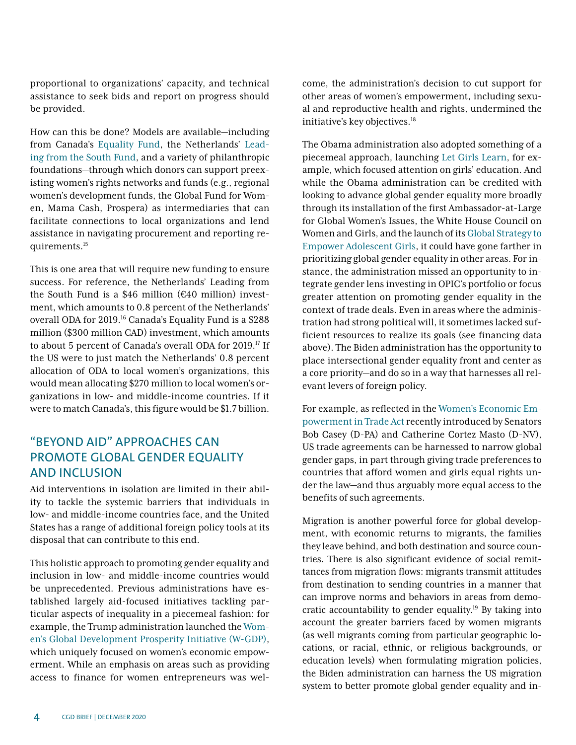proportional to organizations' capacity, and technical assistance to seek bids and report on progress should be provided.

How can this be done? Models are available—including from Canada's Equality Fund, the Netherlands' Leading from the South Fund, and a variety of philanthropic foundations—through which donors can support preexisting women's rights networks and funds (e.g., regional women's development funds, the Global Fund for Women, Mama Cash, Prospera) as intermediaries that can facilitate connections to local organizations and lend assistance in navigating procurement and reporting requirements.[15]

This is one area that will require new funding to ensure success. For reference, the Netherlands' Leading from the South Fund is a $46 million (€40 million) investment, which amounts to 0.8 percent of the Netherlands' overall ODA for 2019.[16] Canada's Equality Fund is a $288 million ($300 million CAD) investment, which amounts to about 5 percent of Canada's overall ODA for 2019.[17] If the US were to just match the Netherlands' 0.8 percent allocation of ODA to local women's organizations, this would mean allocating $270 million to local women's organizations in low- and middle-income countries. If it were to match Canada's, this figure would be $1.7 billion.

## "BEYOND AID" APPROACHES CAN PROMOTE GLOBAL GENDER EQUALITY AND INCLUSION

Aid interventions in isolation are limited in their ability to tackle the systemic barriers that individuals in low- and middle-income countries face, and the United States has a range of additional foreign policy tools at its disposal that can contribute to this end.

This holistic approach to promoting gender equality and inclusion in low- and middle-income countries would be unprecedented. Previous administrations have established largely aid-focused initiatives tackling particular aspects of inequality in a piecemeal fashion: for example, the Trump administration launched the Women's Global Development Prosperity Initiative (W-GDP), which uniquely focused on women's economic empowerment. While an emphasis on areas such as providing access to finance for women entrepreneurs was welcome, the administration's decision to cut support for other areas of women's empowerment, including sexual and reproductive health and rights, undermined the initiative's key objectives.[18]

The Obama administration also adopted something of a piecemeal approach, launching Let Girls Learn, for example, which focused attention on girls' education. And while the Obama administration can be credited with looking to advance global gender equality more broadly through its installation of the first Ambassador-at-Large for Global Women's Issues, the White House Council on Women and Girls, and the launch of its Global Strategy to Empower Adolescent Girls, it could have gone farther in prioritizing global gender equality in other areas. For instance, the administration missed an opportunity to integrate gender lens investing in OPIC's portfolio or focus greater attention on promoting gender equality in the context of trade deals. Even in areas where the administration had strong political will, it sometimes lacked sufficient resources to realize its goals (see financing data above). The Biden administration has the opportunity to place intersectional gender equality front and center as a core priority—and do so in a way that harnesses all relevant levers of foreign policy.

For example, as reflected in the Women's Economic Empowerment in Trade Act recently introduced by Senators Bob Casey (D-PA) and Catherine Cortez Masto (D-NV), US trade agreements can be harnessed to narrow global gender gaps, in part through giving trade preferences to countries that afford women and girls equal rights under the law—and thus arguably more equal access to the benefits of such agreements.

Migration is another powerful force for global development, with economic returns to migrants, the families they leave behind, and both destination and source countries. There is also significant evidence of social remittances from migration flows: migrants transmit attitudes from destination to sending countries in a manner that can improve norms and behaviors in areas from democratic accountability to gender equality.[19] By taking into account the greater barriers faced by women migrants (as well migrants coming from particular geographic locations, or racial, ethnic, or religious backgrounds, or education levels) when formulating migration policies, the Biden administration can harness the US migration system to better promote global gender equality and in-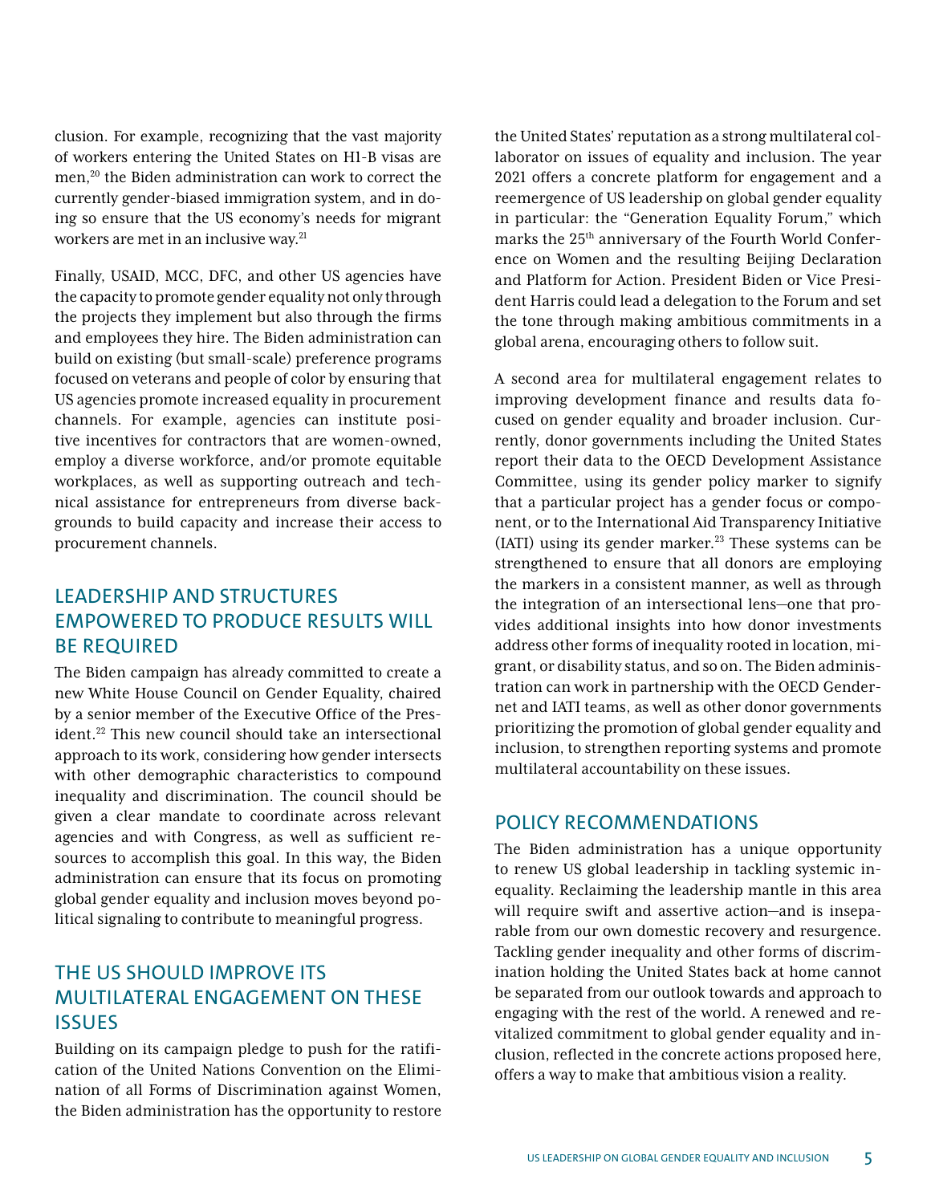clusion. For example, recognizing that the vast majority of workers entering the United States on H1-B visas are men,[20] the Biden administration can work to correct the currently gender-biased immigration system, and in doing so ensure that the US economy's needs for migrant workers are met in an inclusive way.[21]

Finally, USAID, MCC, DFC, and other US agencies have the capacity to promote gender equality not only through the projects they implement but also through the firms and employees they hire. The Biden administration can build on existing (but small-scale) preference programs focused on veterans and people of color by ensuring that US agencies promote increased equality in procurement channels. For example, agencies can institute positive incentives for contractors that are women-owned, employ a diverse workforce, and/or promote equitable workplaces, as well as supporting outreach and technical assistance for entrepreneurs from diverse backgrounds to build capacity and increase their access to procurement channels.

## LEADERSHIP AND STRUCTURES EMPOWERED TO PRODUCE RESULTS WILL BE REQUIRED

The Biden campaign has already committed to create a new White House Council on Gender Equality, chaired by a senior member of the Executive Office of the President.[22] This new council should take an intersectional approach to its work, considering how gender intersects with other demographic characteristics to compound inequality and discrimination. The council should be given a clear mandate to coordinate across relevant agencies and with Congress, as well as sufficient resources to accomplish this goal. In this way, the Biden administration can ensure that its focus on promoting global gender equality and inclusion moves beyond political signaling to contribute to meaningful progress.

## THE US SHOULD IMPROVE ITS MULTILATERAL ENGAGEMENT ON THESE ISSUES

Building on its campaign pledge to push for the ratification of the United Nations Convention on the Elimination of all Forms of Discrimination against Women, the Biden administration has the opportunity to restore the United States' reputation as a strong multilateral collaborator on issues of equality and inclusion. The year 2021 offers a concrete platform for engagement and a reemergence of US leadership on global gender equality in particular: the "Generation Equality Forum," which marks the 25th anniversary of the Fourth World Conference on Women and the resulting Beijing Declaration and Platform for Action. President Biden or Vice President Harris could lead a delegation to the Forum and set the tone through making ambitious commitments in a global arena, encouraging others to follow suit.

A second area for multilateral engagement relates to improving development finance and results data focused on gender equality and broader inclusion. Currently, donor governments including the United States report their data to the OECD Development Assistance Committee, using its gender policy marker to signify that a particular project has a gender focus or component, or to the International Aid Transparency Initiative (IATI) using its gender marker.[23] These systems can be strengthened to ensure that all donors are employing the markers in a consistent manner, as well as through the integration of an intersectional lens—one that provides additional insights into how donor investments address other forms of inequality rooted in location, migrant, or disability status, and so on. The Biden administration can work in partnership with the OECD Gendernet and IATI teams, as well as other donor governments prioritizing the promotion of global gender equality and inclusion, to strengthen reporting systems and promote multilateral accountability on these issues.

## POLICY RECOMMENDATIONS

The Biden administration has a unique opportunity to renew US global leadership in tackling systemic inequality. Reclaiming the leadership mantle in this area will require swift and assertive action—and is inseparable from our own domestic recovery and resurgence. Tackling gender inequality and other forms of discrimination holding the United States back at home cannot be separated from our outlook towards and approach to engaging with the rest of the world. A renewed and revitalized commitment to global gender equality and inclusion, reflected in the concrete actions proposed here, offers a way to make that ambitious vision a reality.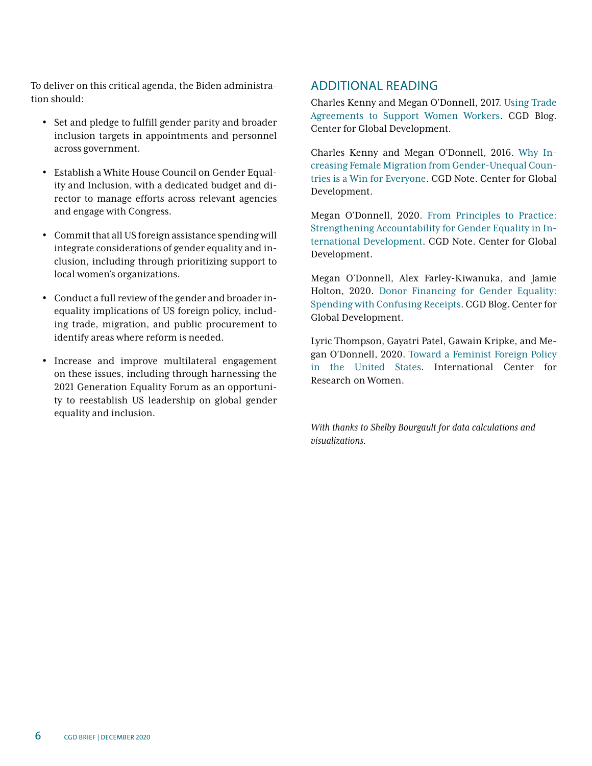To deliver on this critical agenda, the Biden administration should:

- Set and pledge to fulfill gender parity and broader inclusion targets in appointments and personnel across government.
- Establish a White House Council on Gender Equality and Inclusion, with a dedicated budget and director to manage efforts across relevant agencies and engage with Congress.
- Commit that all US foreign assistance spending will integrate considerations of gender equality and inclusion, including through prioritizing support to local women's organizations.
- Conduct a full review of the gender and broader inequality implications of US foreign policy, including trade, migration, and public procurement to identify areas where reform is needed.
- Increase and improve multilateral engagement on these issues, including through harnessing the 2021 Generation Equality Forum as an opportunity to reestablish US leadership on global gender equality and inclusion.

## ADDITIONAL READING

Charles Kenny and Megan O'Donnell, 2017. Using Trade Agreements to Support Women Workers. CGD Blog. Center for Global Development.

Charles Kenny and Megan O'Donnell, 2016. Why Increasing Female Migration from Gender-Unequal Countries is a Win for Everyone. CGD Note. Center for Global Development.

Megan O'Donnell, 2020. From Principles to Practice: Strengthening Accountability for Gender Equality in International Development. CGD Note. Center for Global Development.

Megan O'Donnell, Alex Farley-Kiwanuka, and Jamie Holton, 2020. Donor Financing for Gender Equality: Spending with Confusing Receipts. CGD Blog. Center for Global Development.

Lyric Thompson, Gayatri Patel, Gawain Kripke, and Megan O'Donnell, 2020. Toward a Feminist Foreign Policy in the United States. International Center for Research on Women.

*With thanks to Shelby Bourgault for data calculations and visualizations.*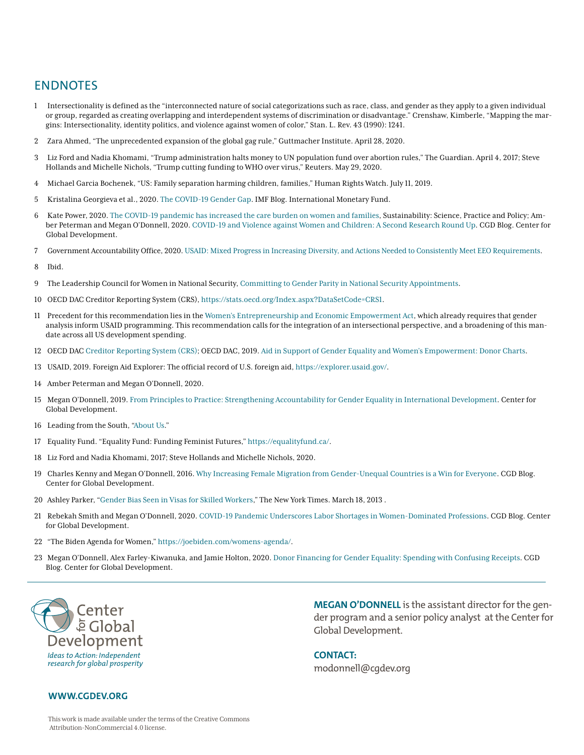## ENDNOTES

1. Intersectionality is defined as the "interconnected nature of social categorizations such as race, class, and gender as they apply to a given individual or group, regarded as creating overlapping and interdependent systems of discrimination or disadvantage." Crenshaw, Kimberle, "Mapping the margins: Intersectionality, identity politics, and violence against women of color," Stan. L. Rev. 43 (1990): 1241.
2. Zara Ahmed, "The unprecedented expansion of the global gag rule," Guttmacher Institute. April 28, 2020.
3. Liz Ford and Nadia Khomami, "Trump administration halts money to UN population fund over abortion rules," The Guardian. April 4, 2017; Steve Hollands and Michelle Nichols, "Trump cutting funding to WHO over virus," Reuters. May 29, 2020.
4. Michael Garcia Bochenek, "US: Family separation harming children, families," Human Rights Watch. July 11, 2019.
5. Kristalina Georgieva et al., 2020. The COVID-19 Gender Gap. IMF Blog. International Monetary Fund.
6. Kate Power, 2020. The COVID-19 pandemic has increased the care burden on women and families, Sustainability: Science, Practice and Policy; Amber Peterman and Megan O'Donnell, 2020. COVID-19 and Violence against Women and Children: A Second Research Round Up. CGD Blog. Center for Global Development.
7. Government Accountability Office, 2020. USAID: Mixed Progress in Increasing Diversity, and Actions Needed to Consistently Meet EEO Requirements.
8. Ibid.
9. The Leadership Council for Women in National Security, Committing to Gender Parity in National Security Appointments.
10. OECD DAC Creditor Reporting System (CRS), https://stats.oecd.org/Index.aspx?DataSetCode=CRS1.
11. Precedent for this recommendation lies in the Women's Entrepreneurship and Economic Empowerment Act, which already requires that gender analysis inform USAID programming. This recommendation calls for the integration of an intersectional perspective, and a broadening of this mandate across all US development spending.
12. OECD DAC Creditor Reporting System (CRS); OECD DAC, 2019. Aid in Support of Gender Equality and Women's Empowerment: Donor Charts.
13. USAID, 2019. Foreign Aid Explorer: The official record of U.S. foreign aid, https://explorer.usaid.gov/.
14. Amber Peterman and Megan O'Donnell, 2020.
15. Megan O'Donnell, 2019. From Principles to Practice: Strengthening Accountability for Gender Equality in International Development. Center for Global Development.
16. Leading from the South, "About Us."
17. Equality Fund. "Equality Fund: Funding Feminist Futures," https://equalityfund.ca/.
18. Liz Ford and Nadia Khomami, 2017; Steve Hollands and Michelle Nichols, 2020.
19. Charles Kenny and Megan O'Donnell, 2016. Why Increasing Female Migration from Gender-Unequal Countries is a Win for Everyone. CGD Blog. Center for Global Development.
20. Ashley Parker, "Gender Bias Seen in Visas for Skilled Workers," The New York Times. March 18, 2013 .
21. Rebekah Smith and Megan O'Donnell, 2020. COVID-19 Pandemic Underscores Labor Shortages in Women-Dominated Professions. CGD Blog. Center for Global Development.
22. "The Biden Agenda for Women," https://joebiden.com/womens-agenda/.
23. Megan O'Donnell, Alex Farley-Kiwanuka, and Jamie Holton, 2020. Donor Financing for Gender Equality: Spending with Confusing Receipts. CGD Blog. Center for Global Development.

---

Center for Global Development

*Ideas to Action: Independent research for global prosperity*

**WWW.CGDEV.ORG**

This work is made available under the terms of the Creative Commons Attribution-NonCommercial 4.0 license.

**MEGAN O'DONNELL** is the assistant director for the gender program and a senior policy analyst at the Center for Global Development.

**CONTACT:**
modonnell@cgdev.org